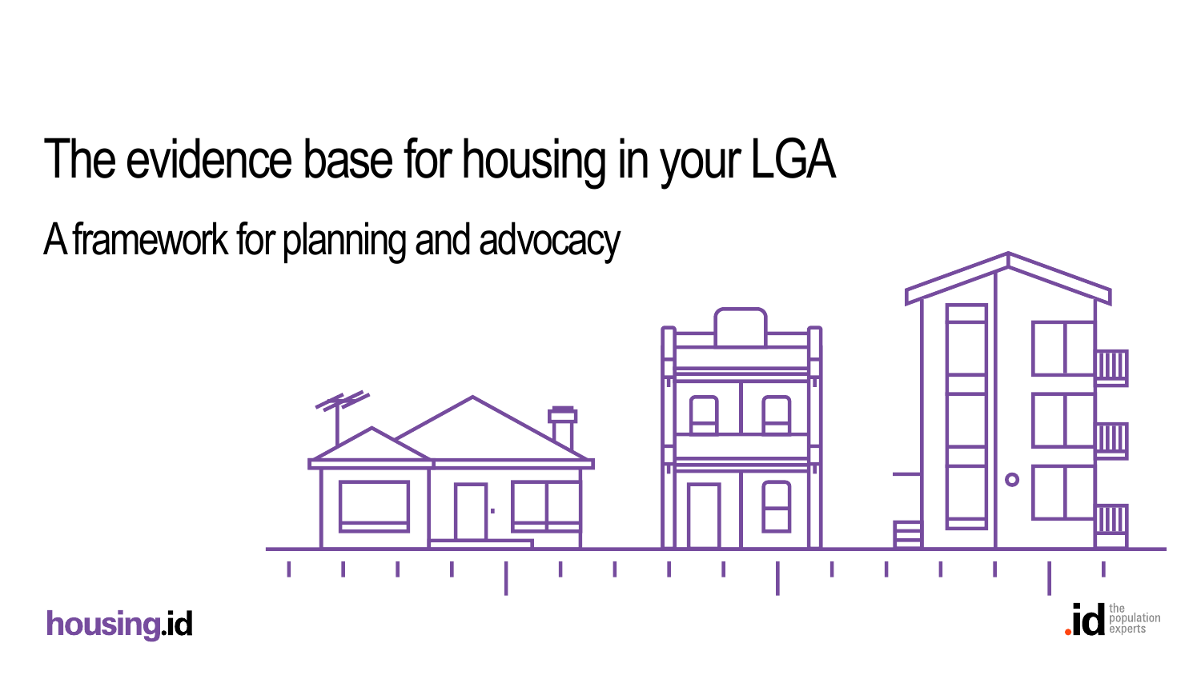# The evidence base for housing in your LGA

## A framework for planning and advocacy

housing.id

.id the population experts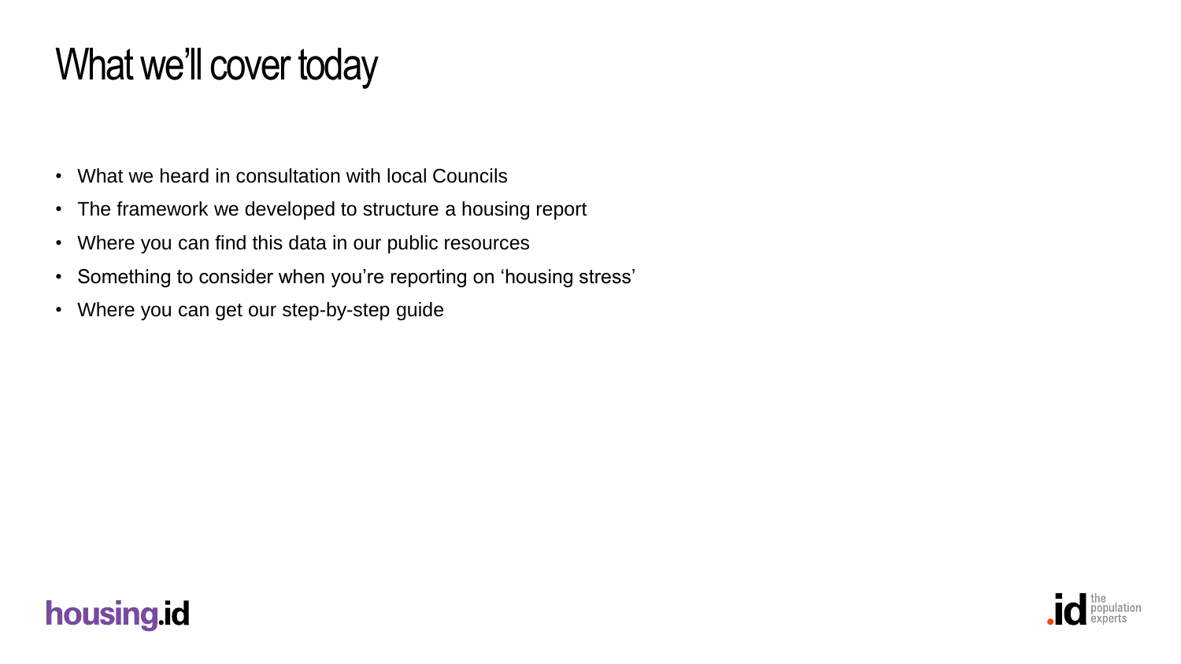# What we'll cover today

- What we heard in consultation with local Councils
- The framework we developed to structure a housing report
- Where you can find this data in our public resources
- Something to consider when you're reporting on 'housing stress'
- Where you can get our step-by-step guide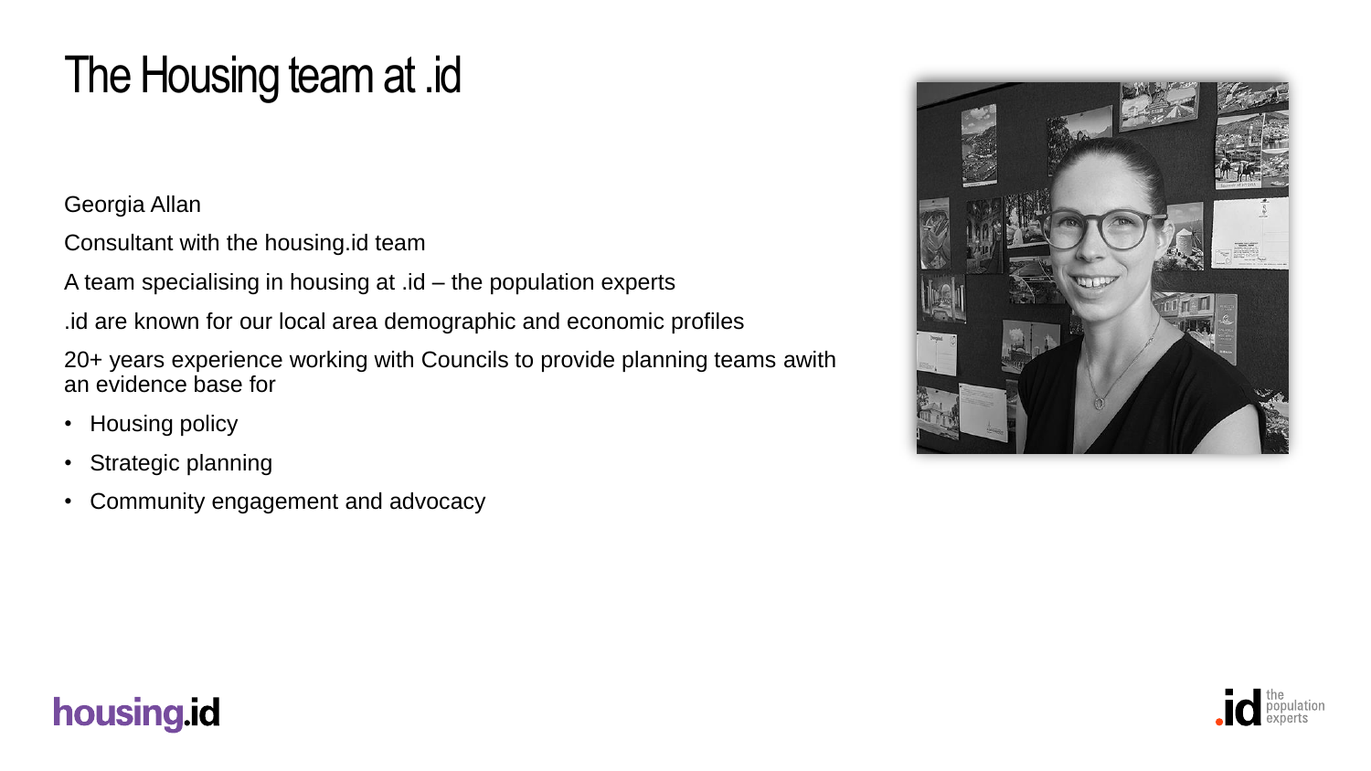# The Housing team at .id

Georgia Allan

Consultant with the housing.id team

A team specialising in housing at .id – the population experts

.id are known for our local area demographic and economic profiles

20+ years experience working with Councils to provide planning teams awith an evidence base for

- Housing policy
- Strategic planning
- Community engagement and advocacy

housing.id

.id the population experts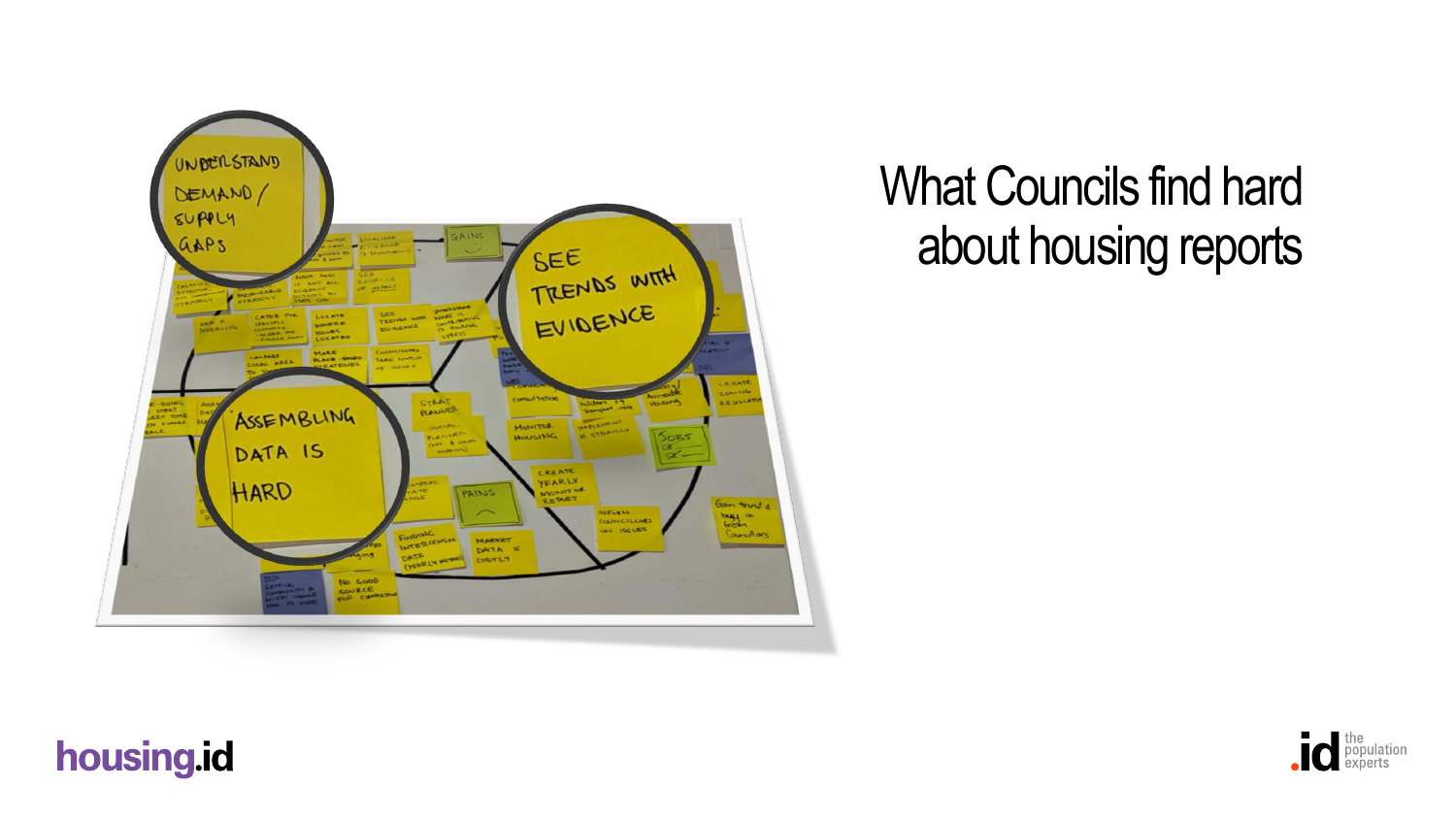# What Councils find hard about housing reports

UNDERSTAND DEMAND / SUPPLY GAPS

SEE TRENDS WITH EVIDENCE

ASSEMBLING DATA IS HARD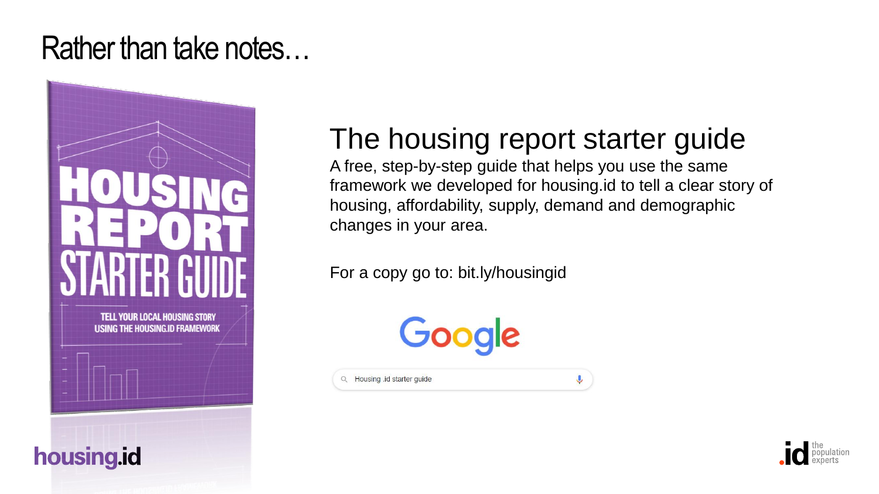# Rather than take notes…

## The housing report starter guide

A free, step-by-step guide that helps you use the same framework we developed for housing.id to tell a clear story of housing, affordability, supply, demand and demographic changes in your area.

For a copy go to: bit.ly/housingid

Google

Housing .id starter guide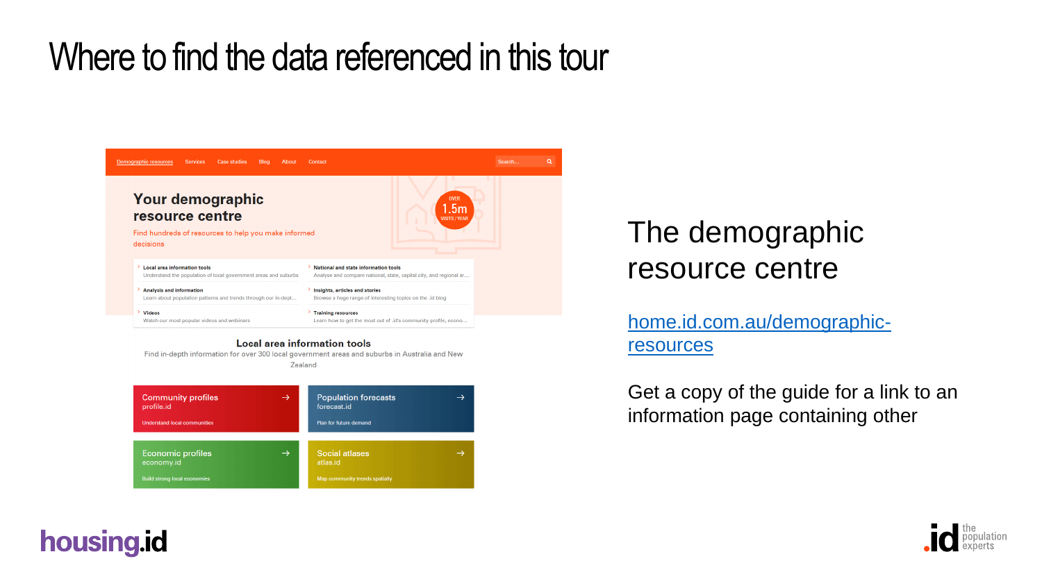# Where to find the data referenced in this tour

Demographic resources | Services | Case studies | Blog | About | Contact

## Your demographic resource centre

OVER 1.5m VISITS / YEAR

Find hundreds of resources to help you make informed decisions

- **Local area information tools** – Understand the population of local government areas and suburbs
- **National and state information tools** – Analyse and compare national, state, capital city, and regional ar...
- **Analysis and information** – Learn about population patterns and trends through our in-dept...
- **Insights, articles and stories** – Browse a huge range of interesting topics on the .id blog
- **Videos** – Watch our most popular videos and webinars
- **Training resources** – Learn how to get the most out of .id's community profile, econo...

### Local area information tools

Find in-depth information for over 300 local government areas and suburbs in Australia and New Zealand

- **Community profiles** – profile.id – Understand local communities
- **Population forecasts** – forecast.id – Plan for future demand
- **Economic profiles** – economy.id – Build strong local economies
- **Social atlases** – atlas.id – Map community trends spatially

## The demographic resource centre

[home.id.com.au/demographic-resources](home.id.com.au/demographic-resources)

Get a copy of the guide for a link to an information page containing other

housing.id

.id the population experts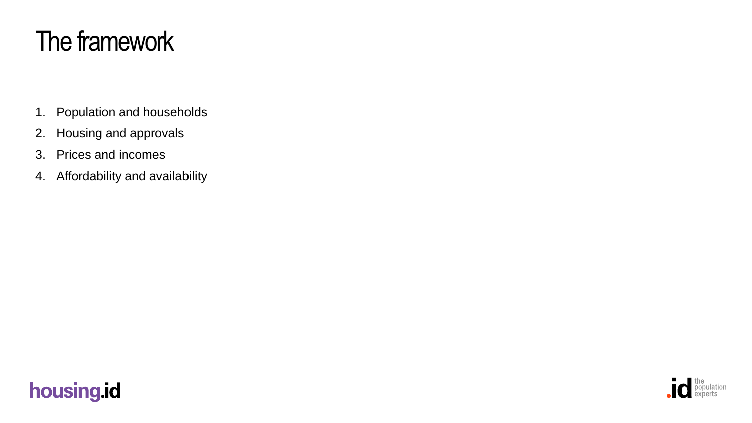# The framework

1. Population and households
2. Housing and approvals
3. Prices and incomes
4. Affordability and availability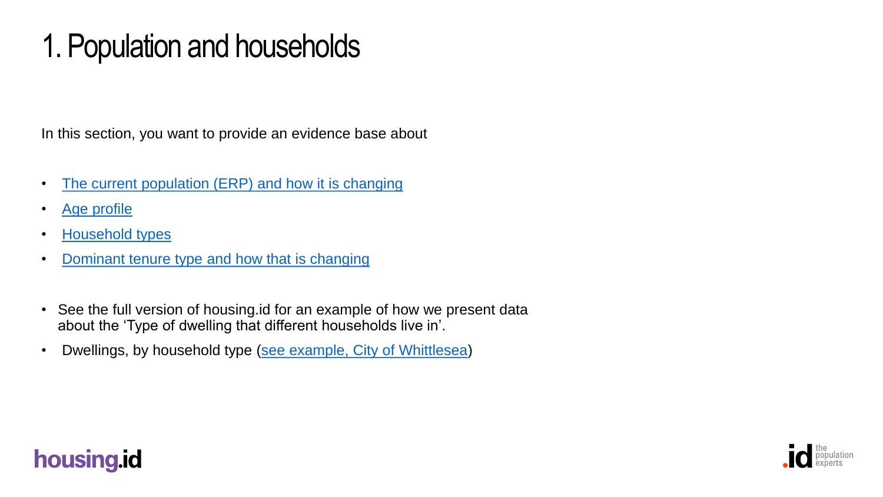# 1. Population and households

In this section, you want to provide an evidence base about

- The current population (ERP) and how it is changing
- Age profile
- Household types
- Dominant tenure type and how that is changing

- See the full version of housing.id for an example of how we present data about the 'Type of dwelling that different households live in'.
- Dwellings, by household type (see example, City of Whittlesea)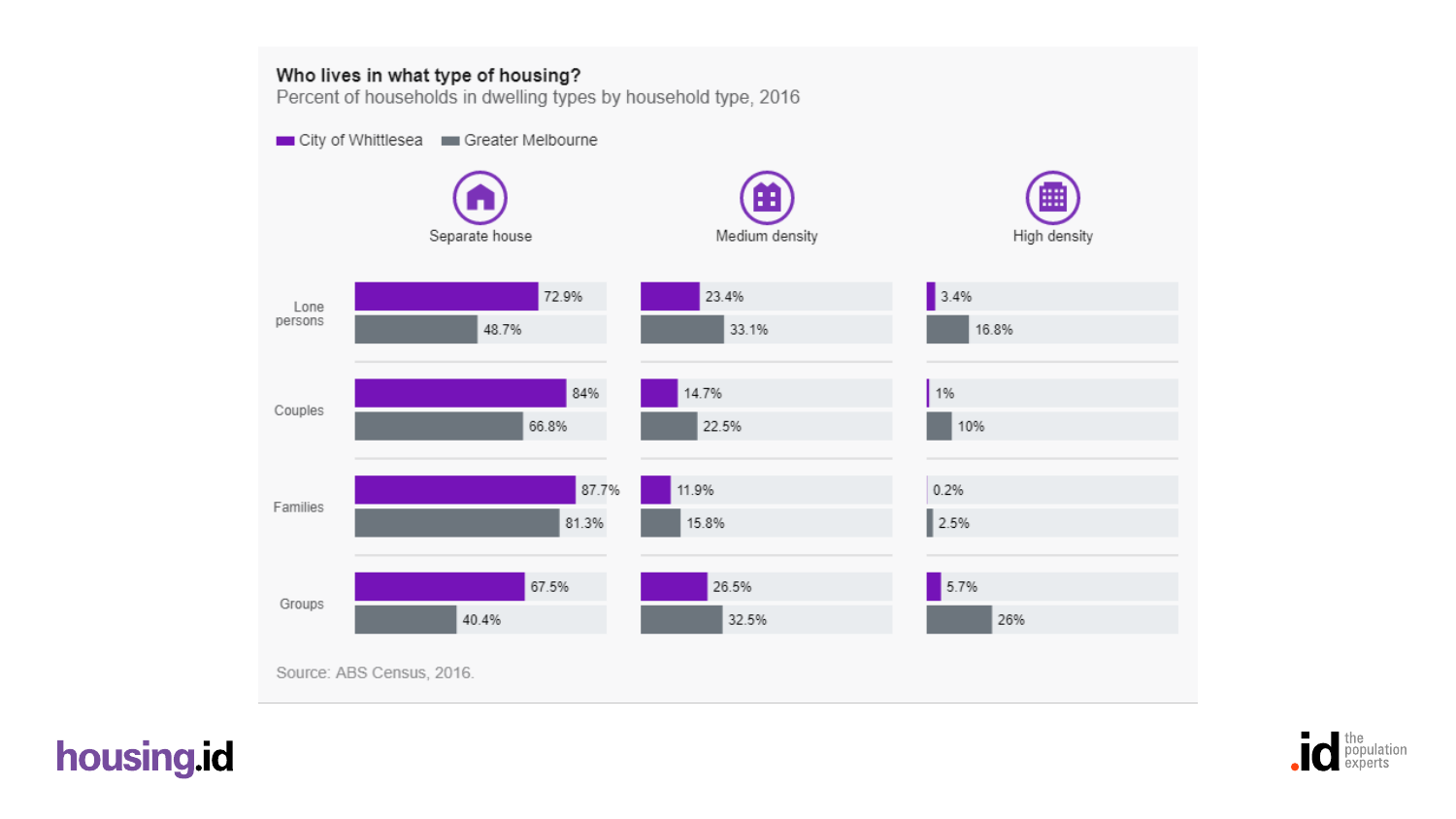## Who lives in what type of housing?

Percent of households in dwelling types by household type, 2016

| Household type | Area | Separate house | Medium density | High density |
| --- | --- | --- | --- | --- |
| Lone persons | City of Whittlesea | 72.9% | 23.4% | 3.4% |
| | Greater Melbourne | 48.7% | 33.1% | 16.8% |
| Couples | City of Whittlesea | 84% | 14.7% | 1% |
| | Greater Melbourne | 66.8% | 22.5% | 10% |
| Families | City of Whittlesea | 87.7% | 11.9% | 0.2% |
| | Greater Melbourne | 81.3% | 15.8% | 2.5% |
| Groups | City of Whittlesea | 67.5% | 26.5% | 5.7% |
| | Greater Melbourne | 40.4% | 32.5% | 26% |

Source: ABS Census, 2016.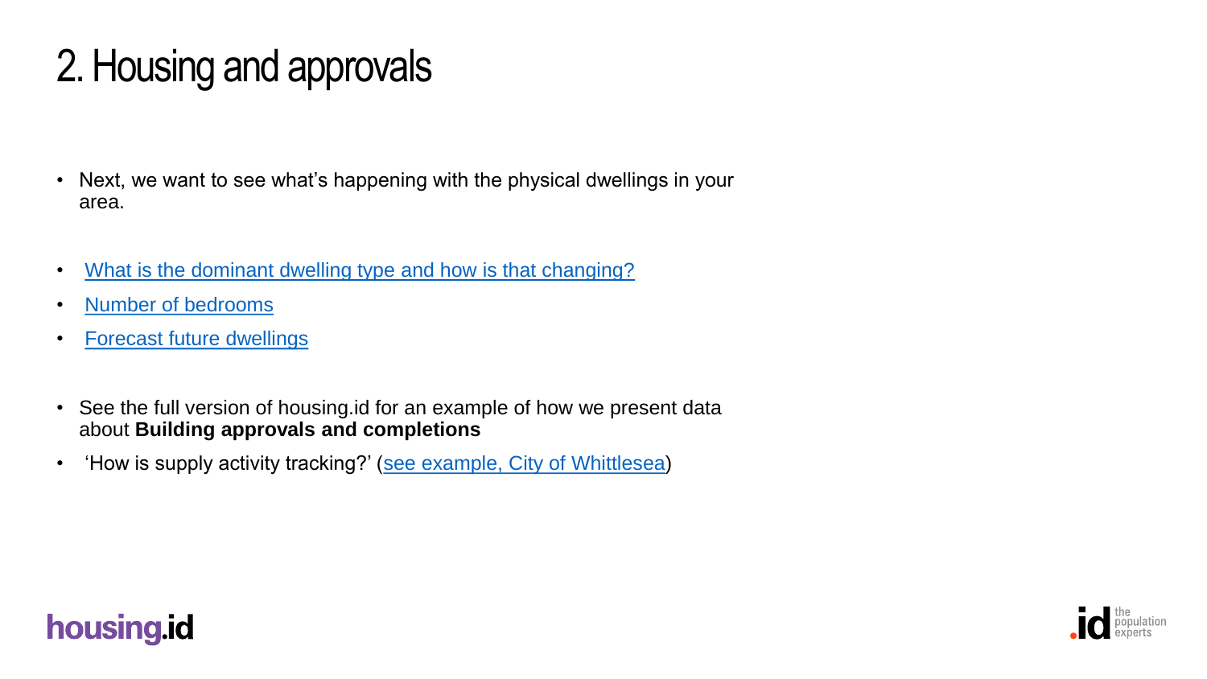# 2. Housing and approvals

- Next, we want to see what's happening with the physical dwellings in your area.

- What is the dominant dwelling type and how is that changing?
- Number of bedrooms
- Forecast future dwellings

- See the full version of housing.id for an example of how we present data about **Building approvals and completions**
- 'How is supply activity tracking?' (see example, City of Whittlesea)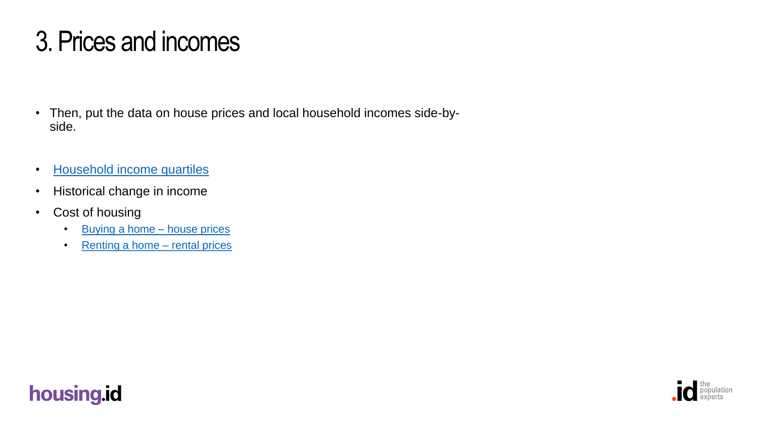# 3. Prices and incomes

- Then, put the data on house prices and local household incomes side-by-side.

- Household income quartiles
- Historical change in income
- Cost of housing
  - Buying a home – house prices
  - Renting a home – rental prices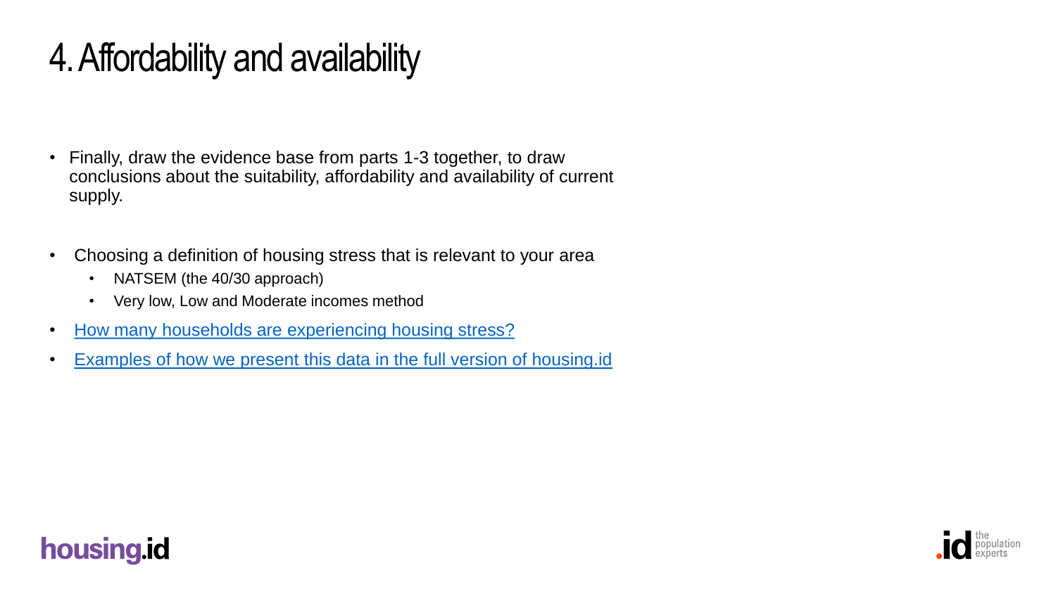# 4. Affordability and availability

- Finally, draw the evidence base from parts 1-3 together, to draw conclusions about the suitability, affordability and availability of current supply.

- Choosing a definition of housing stress that is relevant to your area
  - NATSEM (the 40/30 approach)
  - Very low, Low and Moderate incomes method
- How many households are experiencing housing stress?
- Examples of how we present this data in the full version of housing.id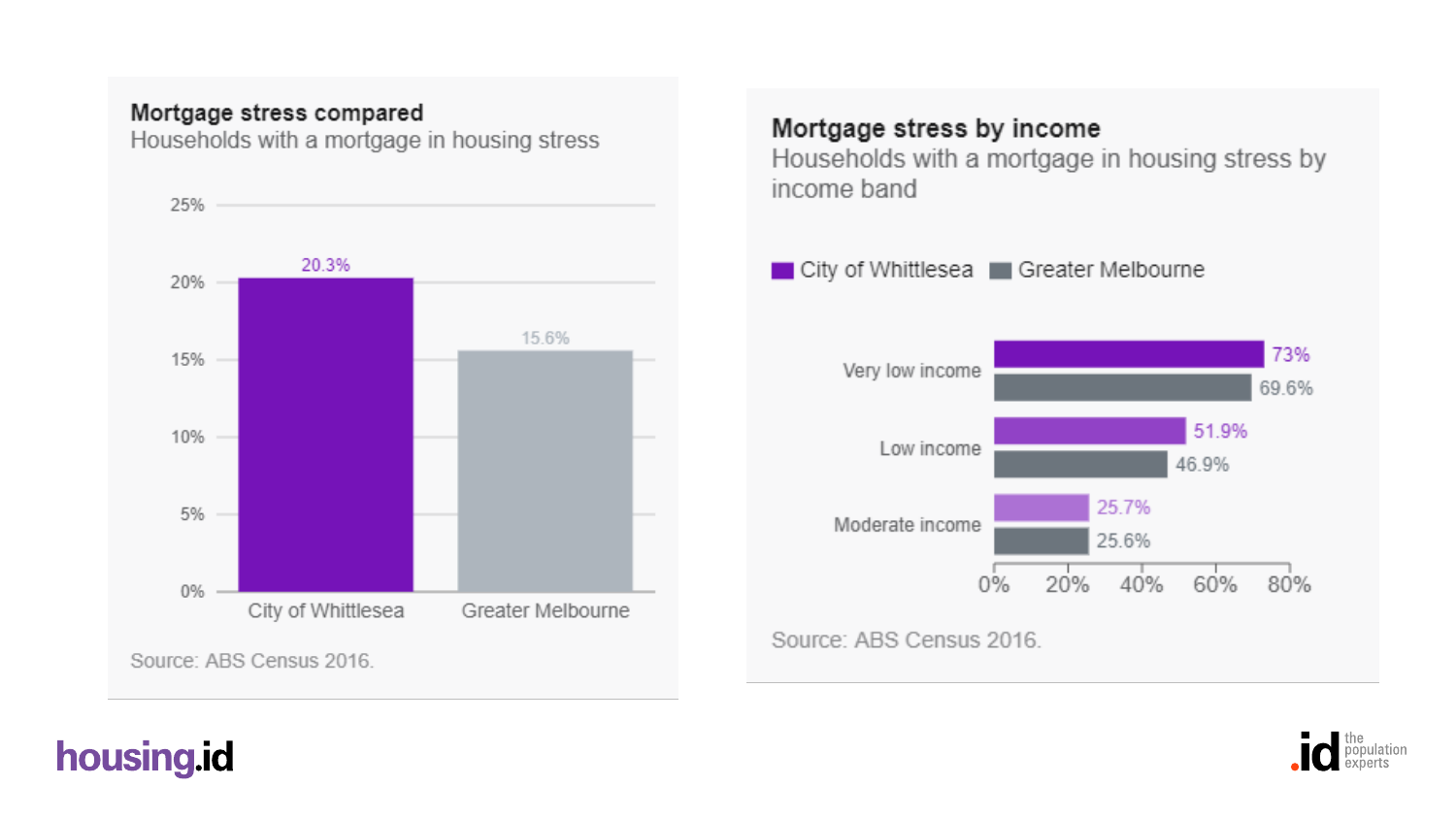### Mortgage stress compared

Households with a mortgage in housing stress

| | City of Whittlesea | Greater Melbourne |
|---|---|---|
| Households with a mortgage in housing stress | 20.3% | 15.6% |

Source: ABS Census 2016.

### Mortgage stress by income

Households with a mortgage in housing stress by income band

| Income band | City of Whittlesea | Greater Melbourne |
|---|---|---|
| Very low income | 73% | 69.6% |
| Low income | 51.9% | 46.9% |
| Moderate income | 25.7% | 25.6% |

Source: ABS Census 2016.

housing.id

.id the population experts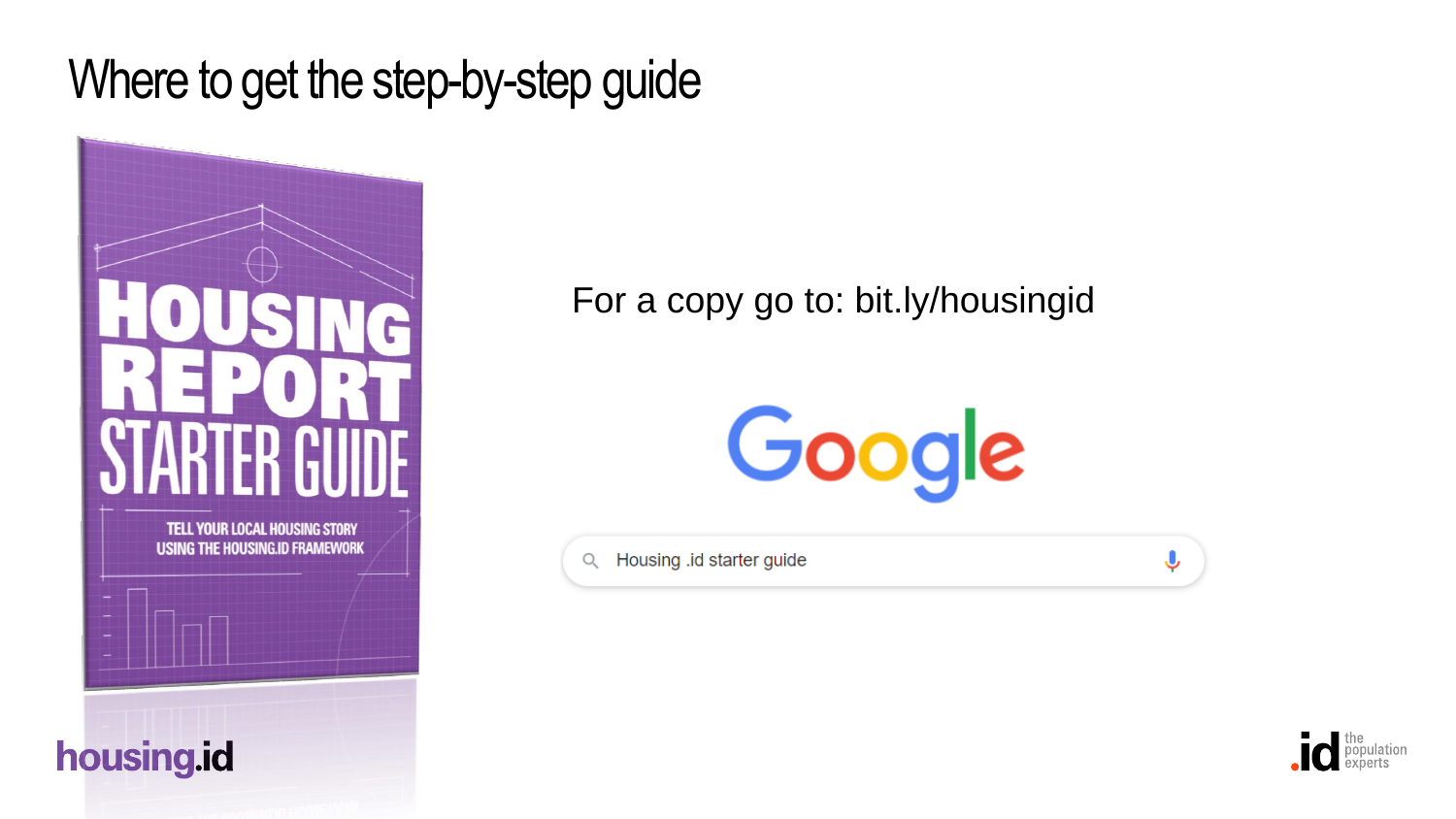# Where to get the step-by-step guide

HOUSING REPORT STARTER GUIDE

TELL YOUR LOCAL HOUSING STORY USING THE HOUSING.ID FRAMEWORK

For a copy go to: bit.ly/housingid

Google

Housing .id starter guide

housing.id

.id the population experts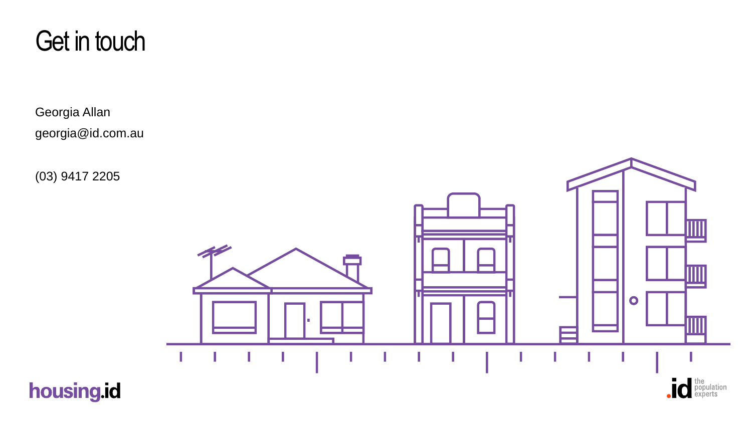# Get in touch

Georgia Allan
georgia@id.com.au

(03) 9417 2205

housing.id

.id the population experts